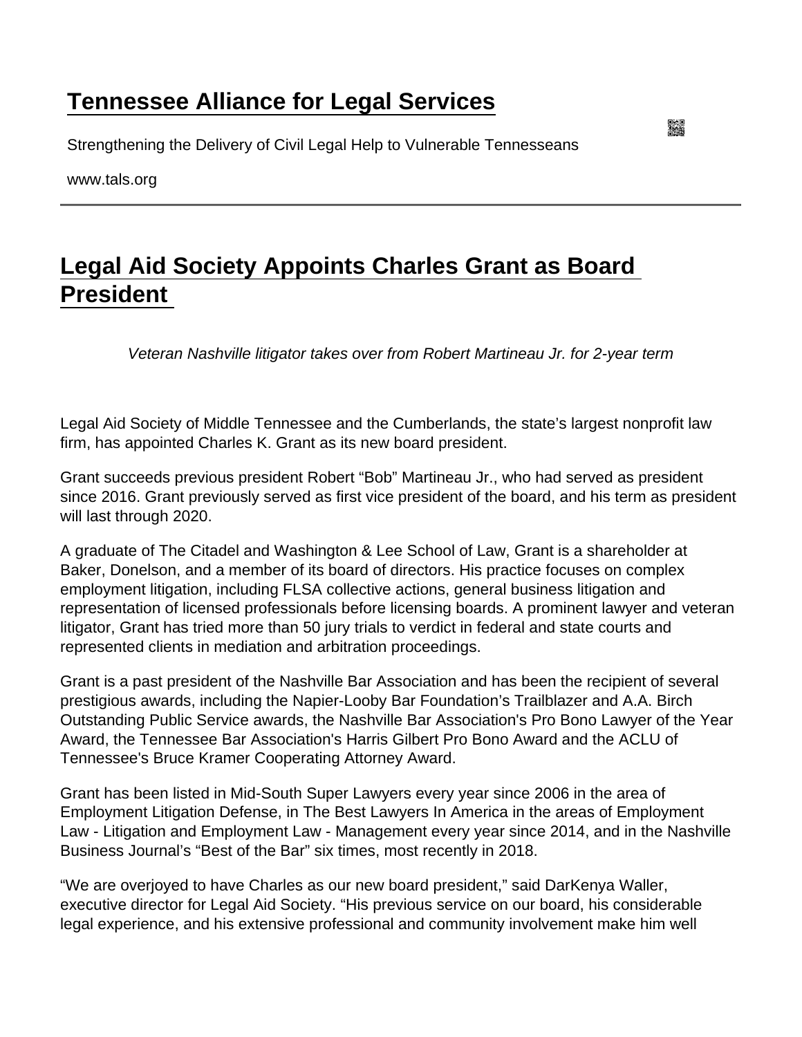# Tennessee Alliance for Legal Services

Strengthening the Delivery of Civil Legal Help to Vulnerable Tennesseans

www.tals.org

---

## Legal Aid Society Appoints Charles Grant as Board President

*Veteran Nashville litigator takes over from Robert Martineau Jr. for 2-year term*

Legal Aid Society of Middle Tennessee and the Cumberlands, the state's largest nonprofit law firm, has appointed Charles K. Grant as its new board president.

Grant succeeds previous president Robert "Bob" Martineau Jr., who had served as president since 2016. Grant previously served as first vice president of the board, and his term as president will last through 2020.

A graduate of The Citadel and Washington & Lee School of Law, Grant is a shareholder at Baker, Donelson, and a member of its board of directors. His practice focuses on complex employment litigation, including FLSA collective actions, general business litigation and representation of licensed professionals before licensing boards. A prominent lawyer and veteran litigator, Grant has tried more than 50 jury trials to verdict in federal and state courts and represented clients in mediation and arbitration proceedings.

Grant is a past president of the Nashville Bar Association and has been the recipient of several prestigious awards, including the Napier-Looby Bar Foundation's Trailblazer and A.A. Birch Outstanding Public Service awards, the Nashville Bar Association's Pro Bono Lawyer of the Year Award, the Tennessee Bar Association's Harris Gilbert Pro Bono Award and the ACLU of Tennessee's Bruce Kramer Cooperating Attorney Award.

Grant has been listed in Mid-South Super Lawyers every year since 2006 in the area of Employment Litigation Defense, in The Best Lawyers In America in the areas of Employment Law - Litigation and Employment Law - Management every year since 2014, and in the Nashville Business Journal's "Best of the Bar" six times, most recently in 2018.

"We are overjoyed to have Charles as our new board president," said DarKenya Waller, executive director for Legal Aid Society. "His previous service on our board, his considerable legal experience, and his extensive professional and community involvement make him well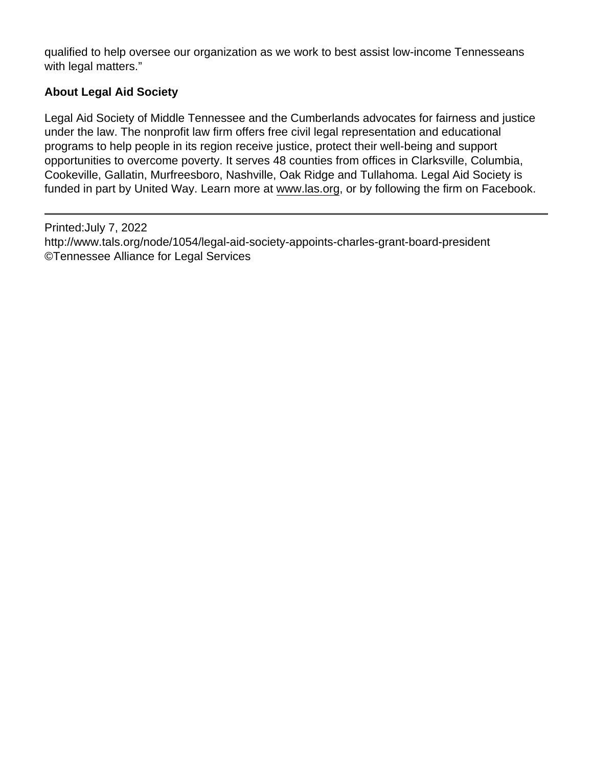qualified to help oversee our organization as we work to best assist low-income Tennesseans with legal matters."

**About Legal Aid Society**

Legal Aid Society of Middle Tennessee and the Cumberlands advocates for fairness and justice under the law. The nonprofit law firm offers free civil legal representation and educational programs to help people in its region receive justice, protect their well-being and support opportunities to overcome poverty. It serves 48 counties from offices in Clarksville, Columbia, Cookeville, Gallatin, Murfreesboro, Nashville, Oak Ridge and Tullahoma. Legal Aid Society is funded in part by United Way. Learn more at www.las.org, or by following the firm on Facebook.

---

Printed:July 7, 2022
http://www.tals.org/node/1054/legal-aid-society-appoints-charles-grant-board-president
©Tennessee Alliance for Legal Services